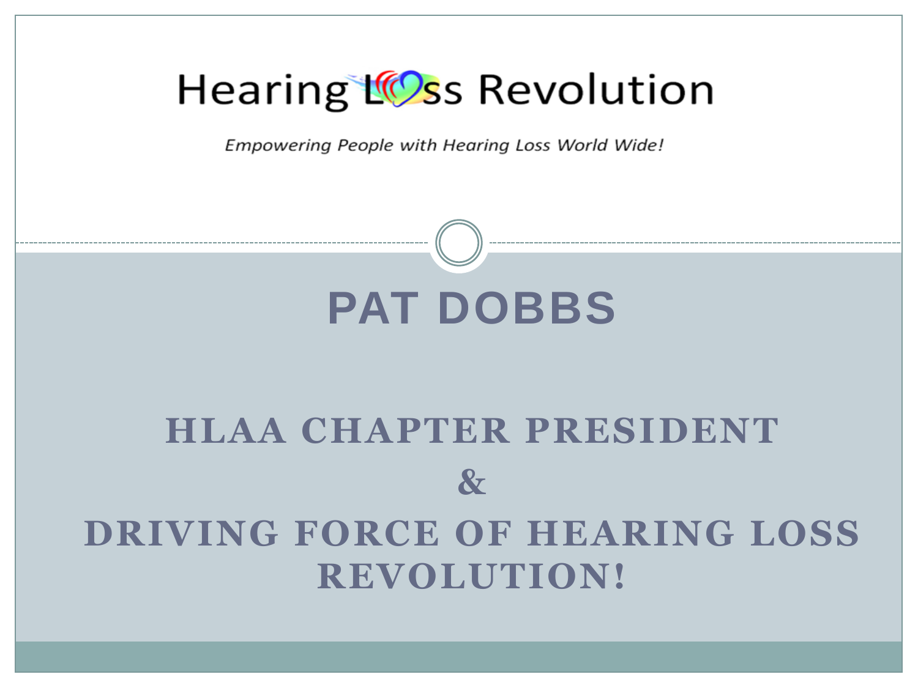# Hearing Loss Revolution

*Empowering People with Hearing Loss World Wide!*

## PAT DOBBS

### HLAA CHAPTER PRESIDENT

### &

### DRIVING FORCE OF HEARING LOSS REVOLUTION!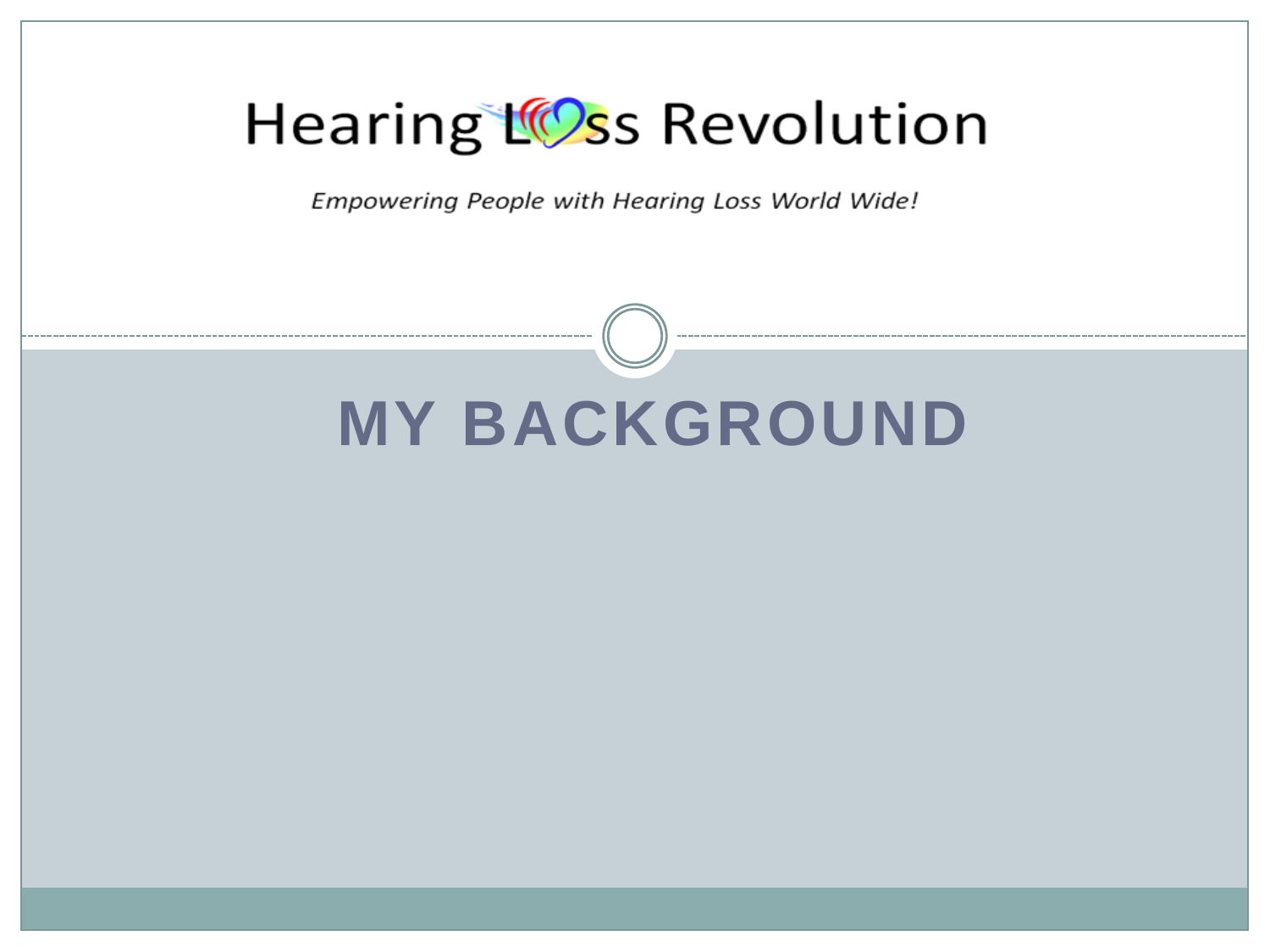Hearing Loss Revolution

*Empowering People with Hearing Loss World Wide!*

# MY BACKGROUND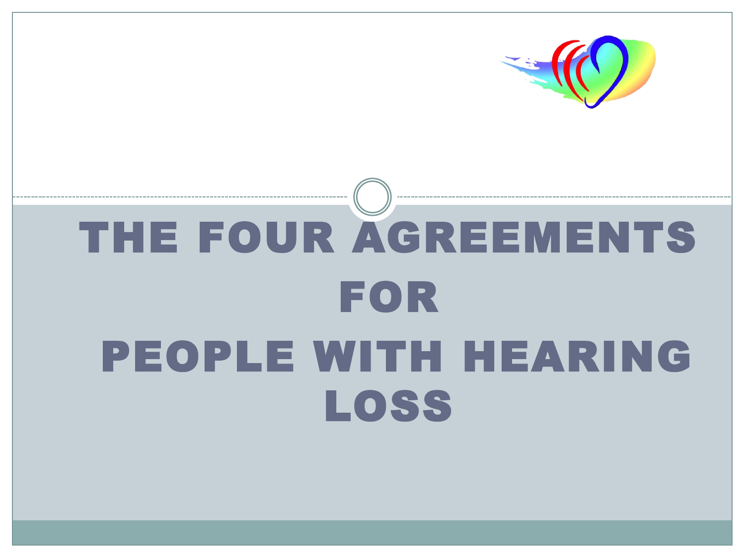# THE FOUR AGREEMENTS FOR PEOPLE WITH HEARING LOSS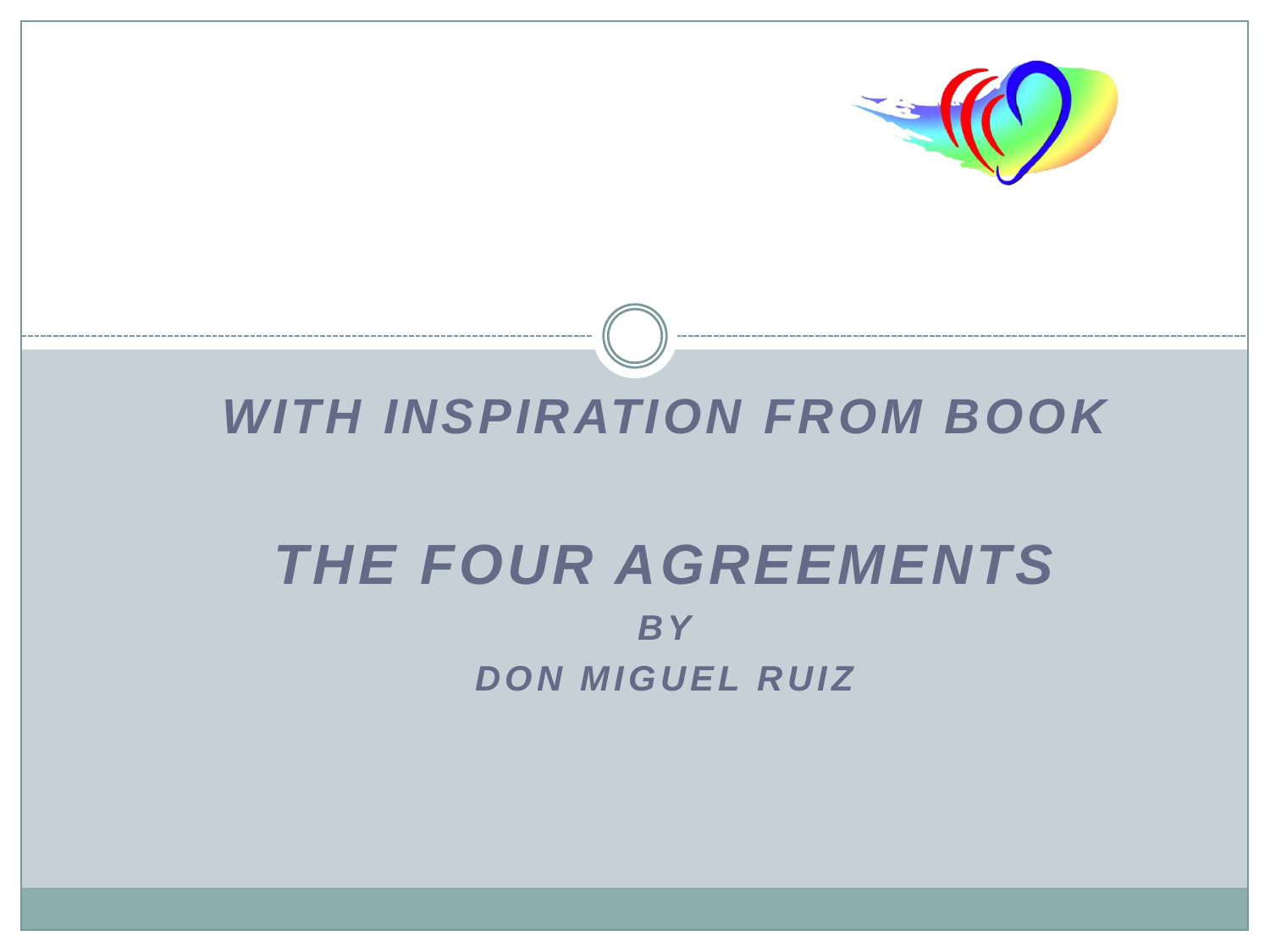# *WITH INSPIRATION FROM BOOK*

# *THE FOUR AGREEMENTS*

### *BY*

### *DON MIGUEL RUIZ*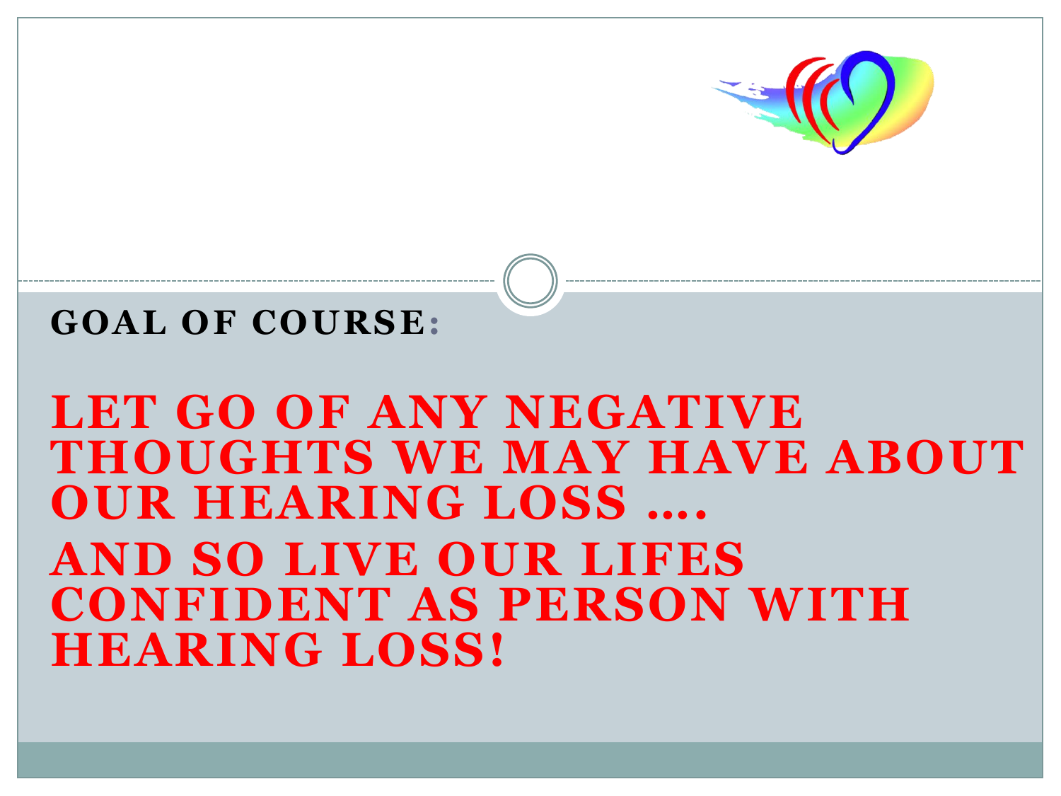## GOAL OF COURSE:

# LET GO OF ANY NEGATIVE THOUGHTS WE MAY HAVE ABOUT OUR HEARING LOSS ….

# AND SO LIVE OUR LIFES CONFIDENT AS PERSON WITH HEARING LOSS!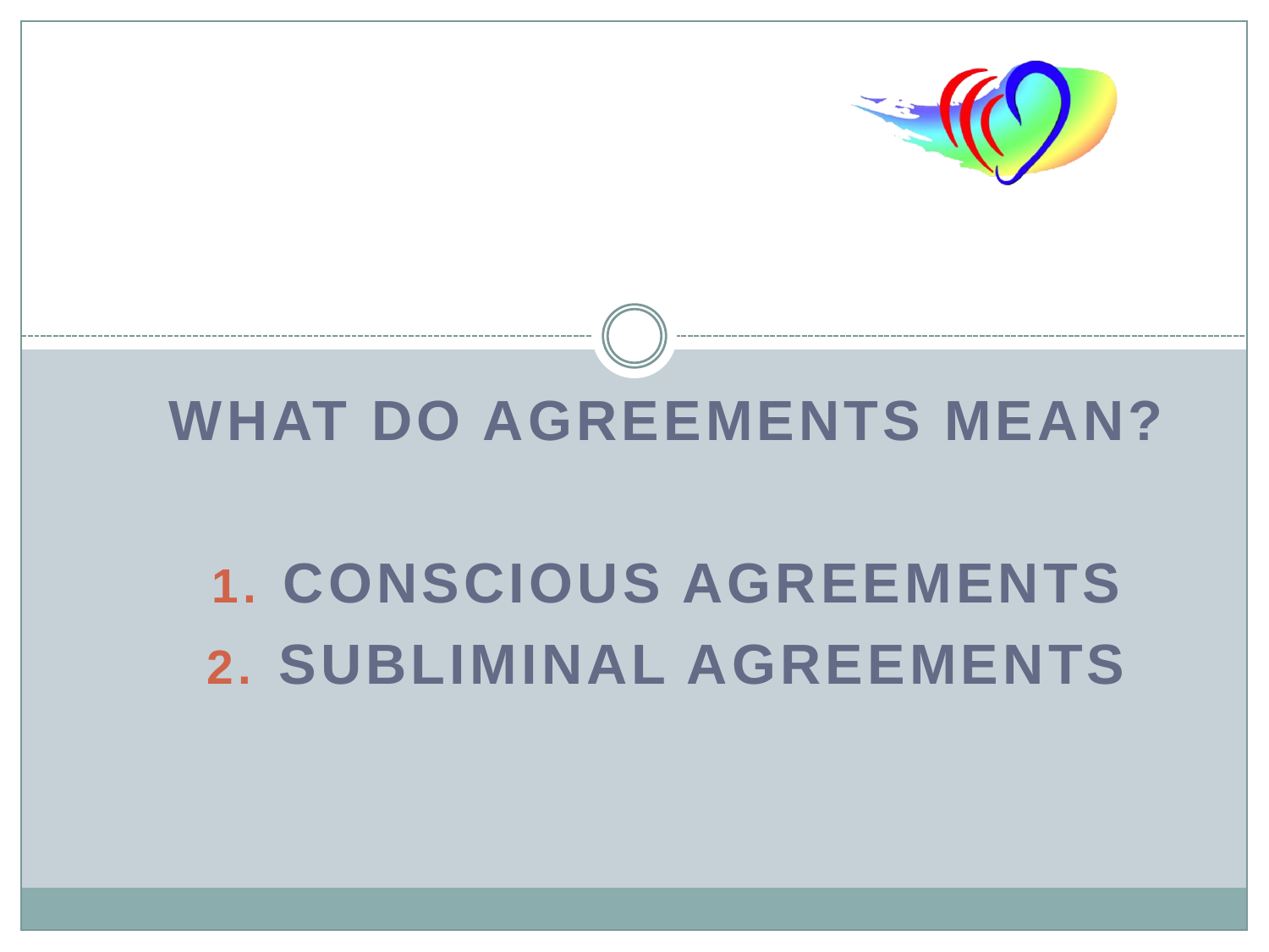# WHAT DO AGREEMENTS MEAN?

1. CONSCIOUS AGREEMENTS
2. SUBLIMINAL AGREEMENTS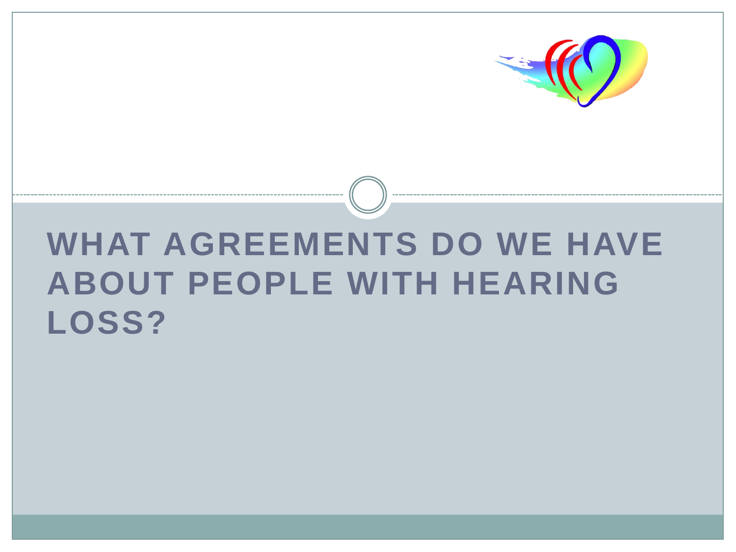# WHAT AGREEMENTS DO WE HAVE ABOUT PEOPLE WITH HEARING LOSS?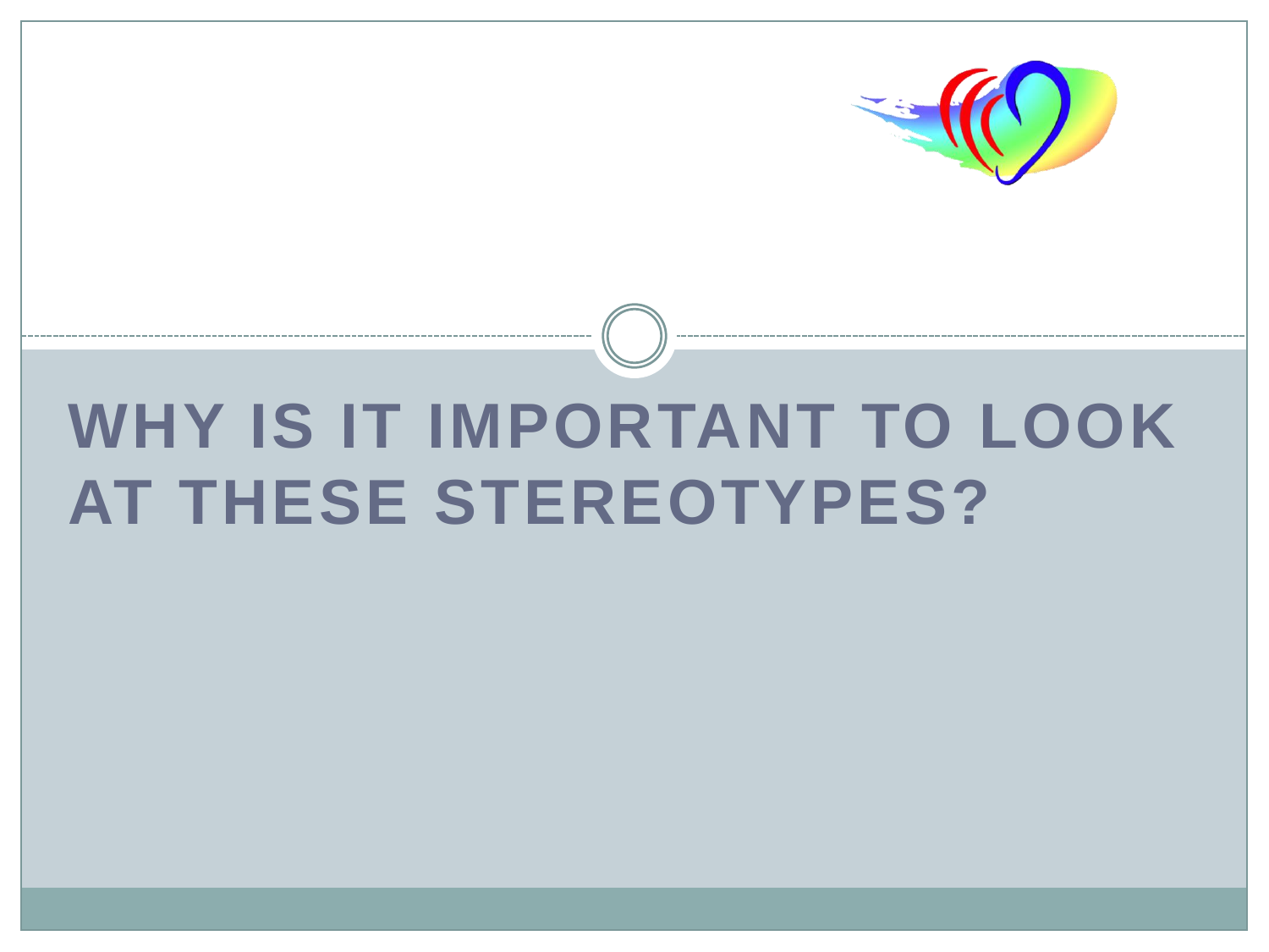# WHY IS IT IMPORTANT TO LOOK AT THESE STEREOTYPES?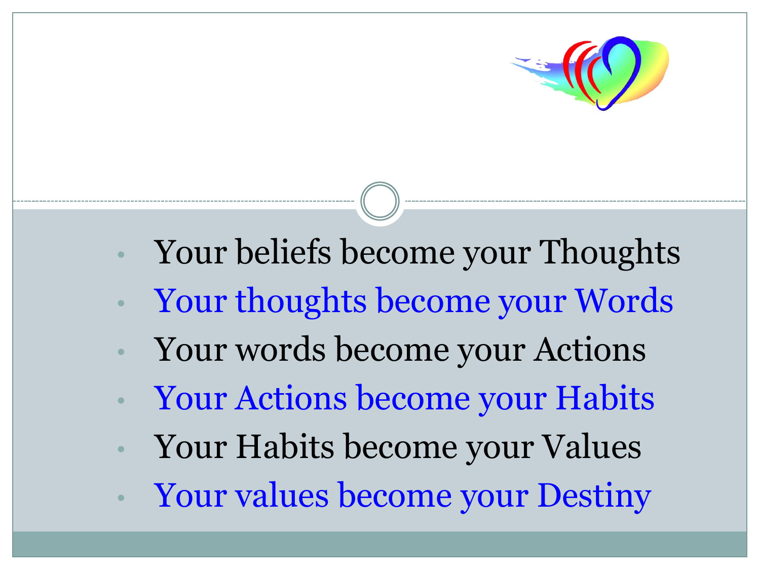- Your beliefs become your Thoughts
- Your thoughts become your Words
- Your words become your Actions
- Your Actions become your Habits
- Your Habits become your Values
- Your values become your Destiny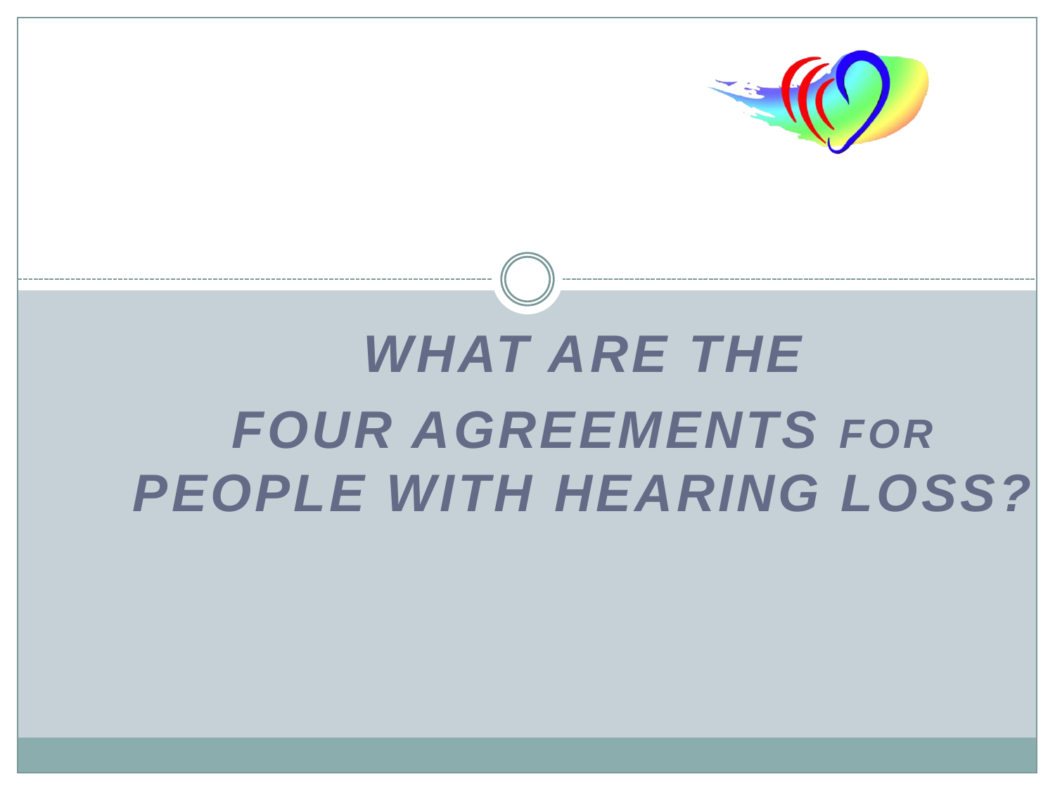# *WHAT ARE THE FOUR AGREEMENTS FOR PEOPLE WITH HEARING LOSS?*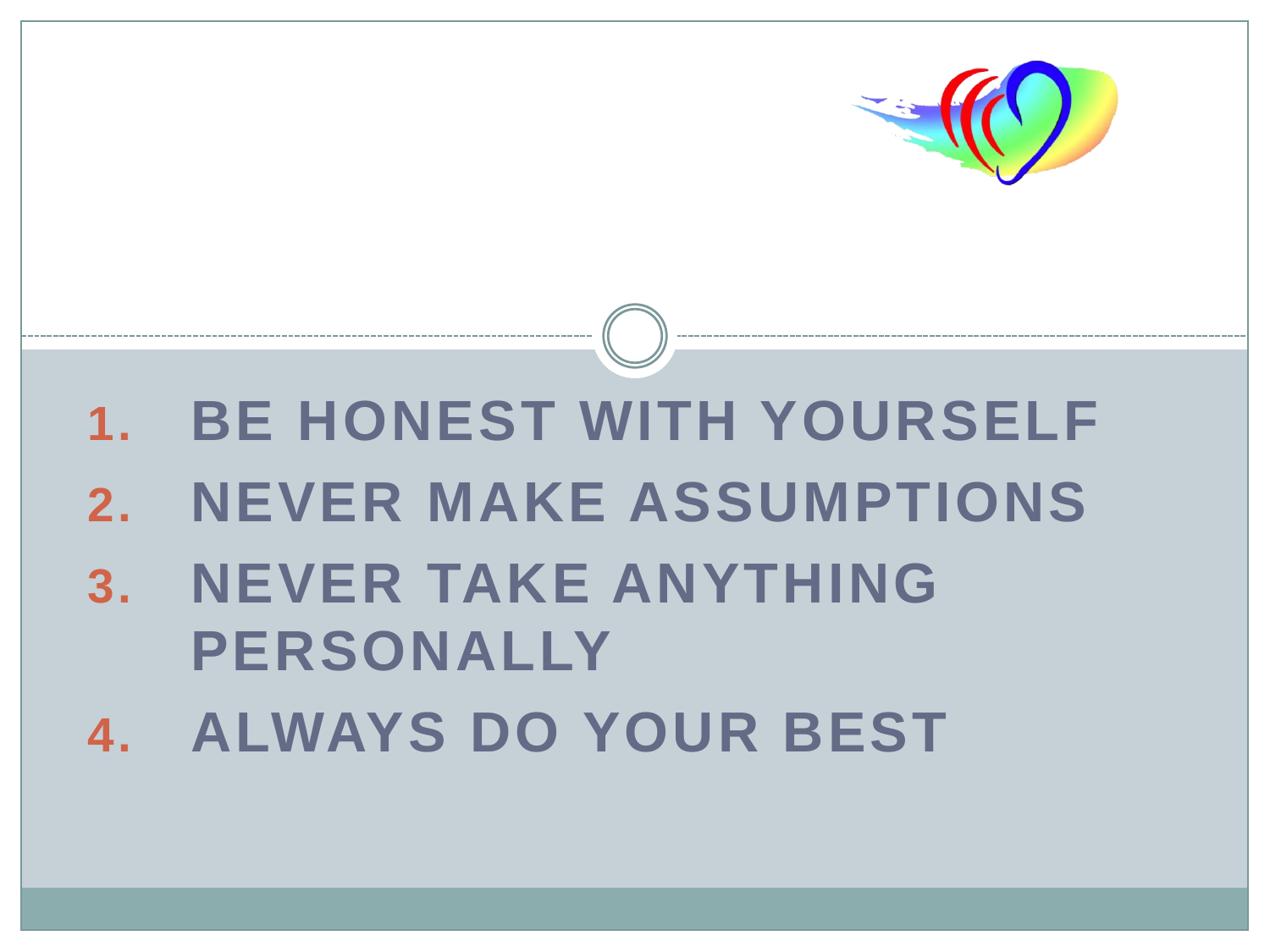1. **BE HONEST WITH YOURSELF**
2. **NEVER MAKE ASSUMPTIONS**
3. **NEVER TAKE ANYTHING PERSONALLY**
4. **ALWAYS DO YOUR BEST**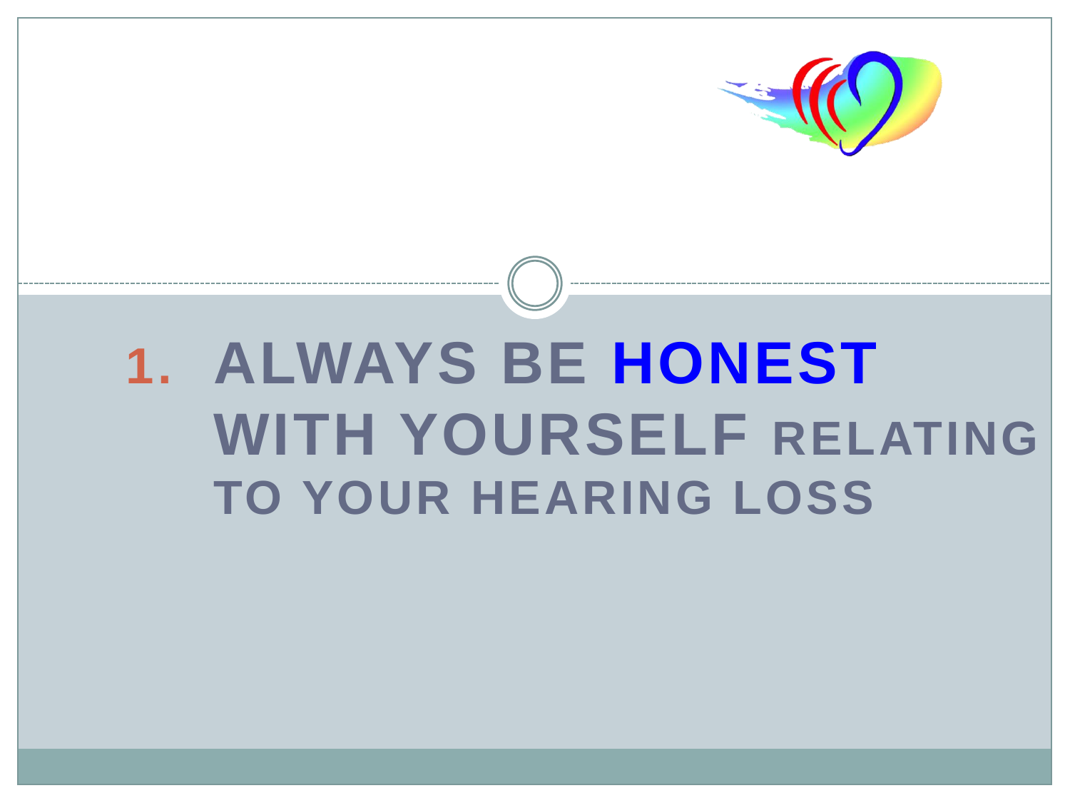# 1. ALWAYS BE HONEST WITH YOURSELF RELATING TO YOUR HEARING LOSS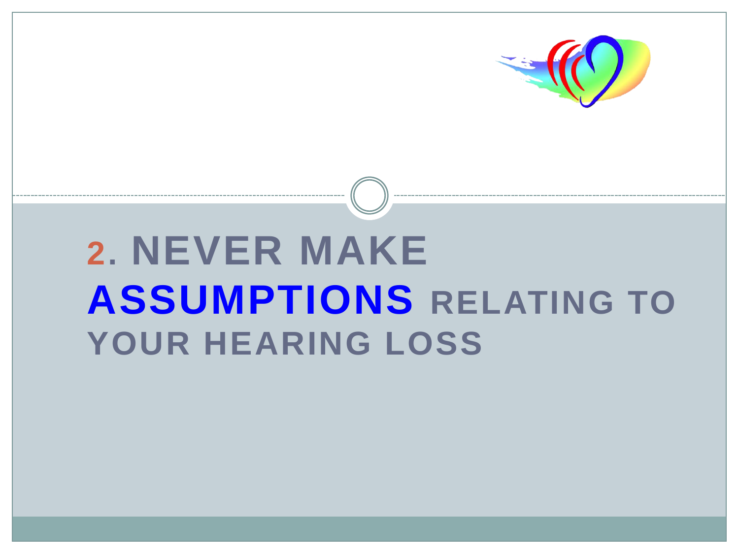# 2. NEVER MAKE **ASSUMPTIONS** RELATING TO YOUR HEARING LOSS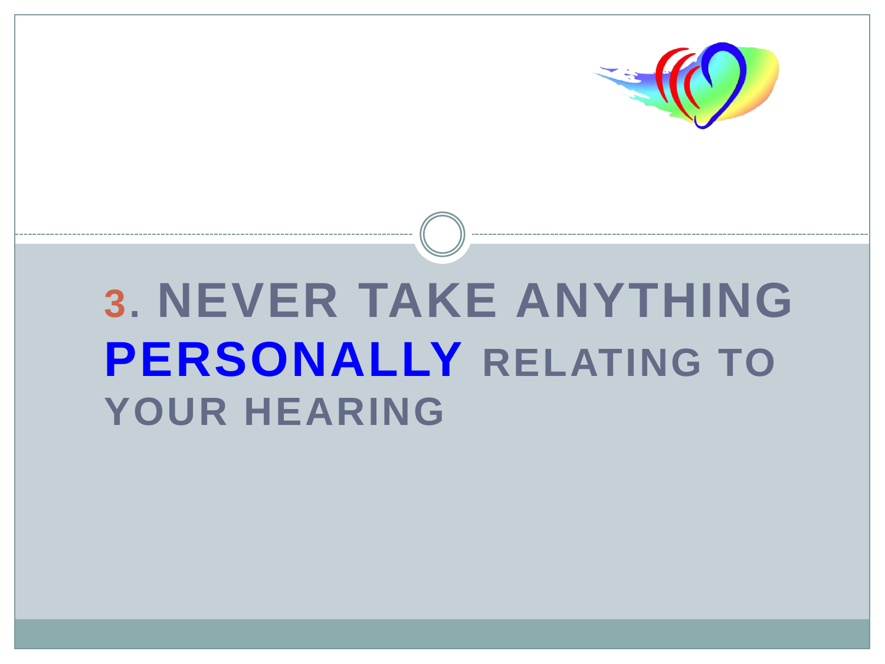# 3. NEVER TAKE ANYTHING PERSONALLY RELATING TO YOUR HEARING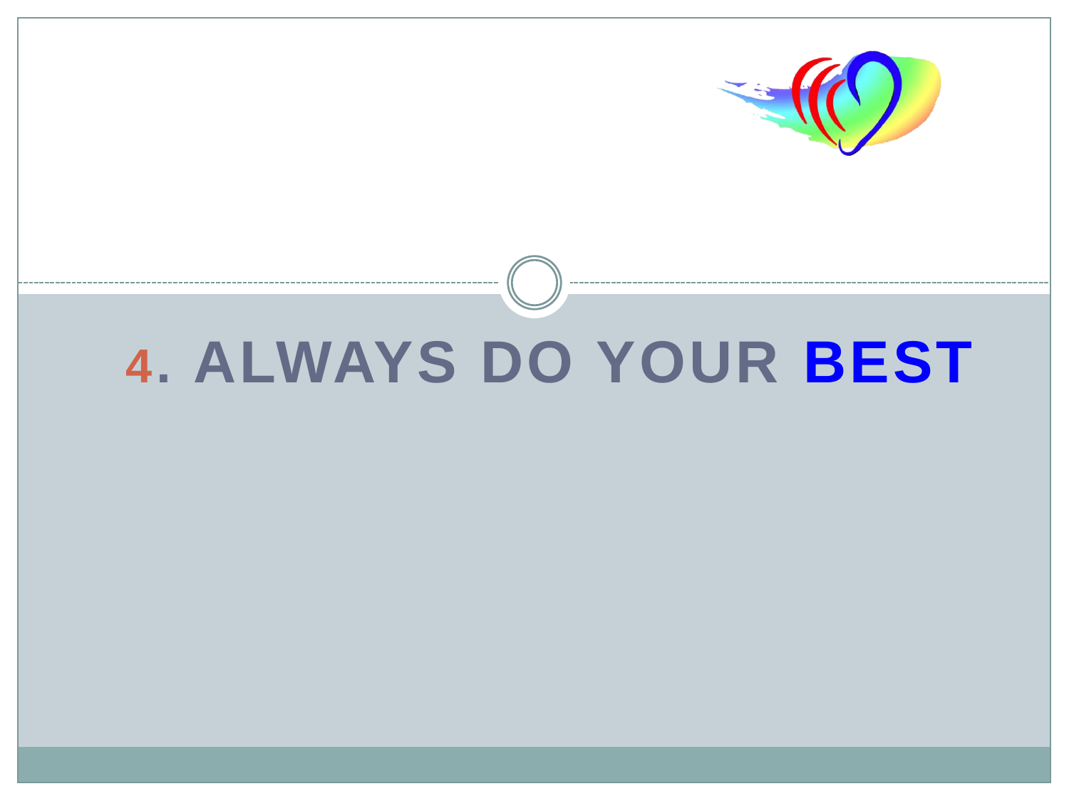# 4. ALWAYS DO YOUR BEST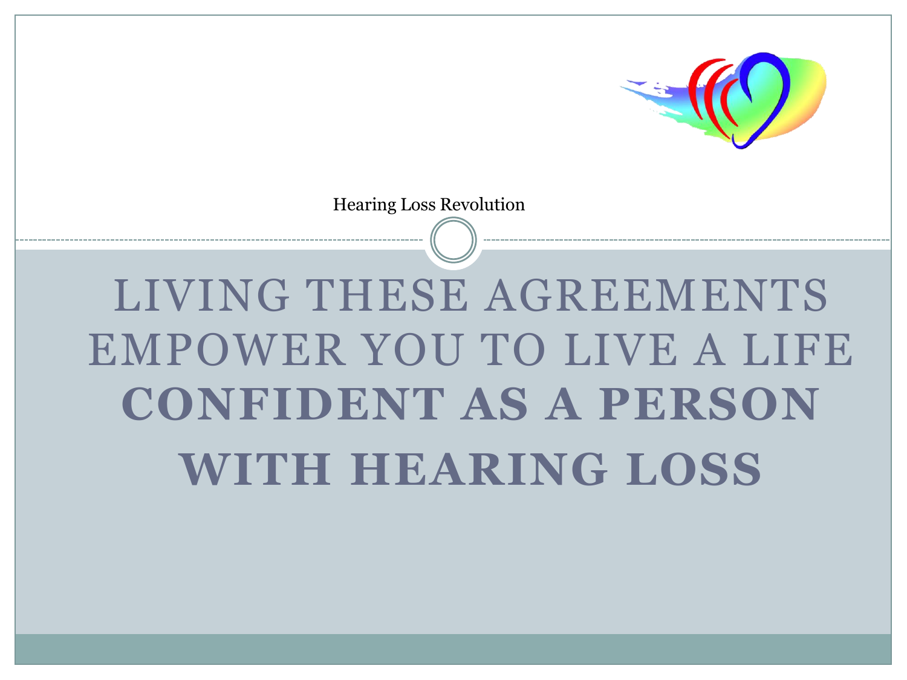Hearing Loss Revolution

# LIVING THESE AGREEMENTS EMPOWER YOU TO LIVE A LIFE **CONFIDENT AS A PERSON WITH HEARING LOSS**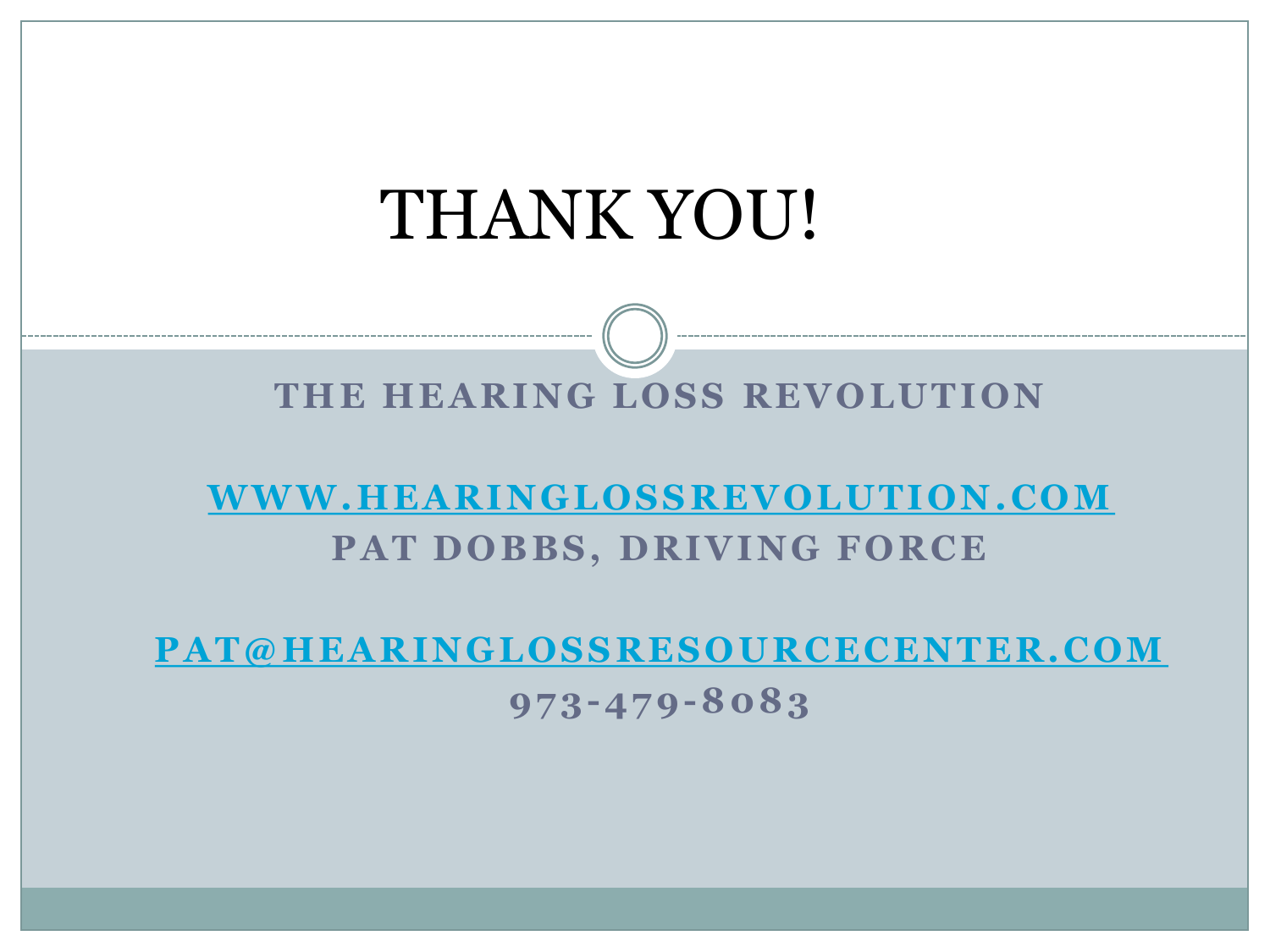# THANK YOU!

**THE HEARING LOSS REVOLUTION**

**[WWW.HEARINGLOSSREVOLUTION.COM](http://www.hearinglossrevolution.com)**

**PAT DOBBS, DRIVING FORCE**

**[PAT@HEARINGLOSSRESOURCECENTER.COM](mailto:pat@hearinglossresourcecenter.com)**

**973-479-8083**